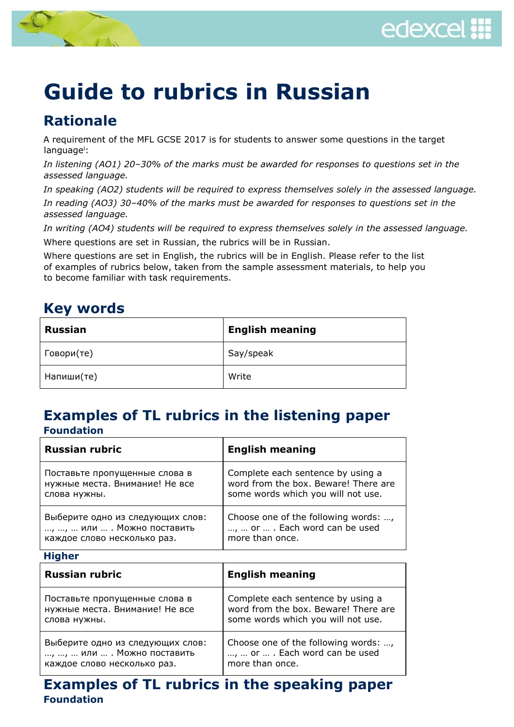# Guide to rubrics in Russian

## Rationale

A requirement of the MFL GCSE 2017 is for students to answer some questions in the target language[i]:

*In listening (AO1) 20–30% of the marks must be awarded for responses to questions set in the assessed language.*

*In speaking (AO2) students will be required to express themselves solely in the assessed language.*

*In reading (AO3) 30–40% of the marks must be awarded for responses to questions set in the assessed language.*

*In writing (AO4) students will be required to express themselves solely in the assessed language.*

Where questions are set in Russian, the rubrics will be in Russian.

Where questions are set in English, the rubrics will be in English. Please refer to the list of examples of rubrics below, taken from the sample assessment materials, to help you to become familiar with task requirements.

## Key words

| Russian | English meaning |
|---|---|
| Говори(те) | Say/speak |
| Напиши(те) | Write |

## Examples of TL rubrics in the listening paper

### Foundation

| Russian rubric | English meaning |
|---|---|
| Поставьте пропущенные слова в нужные места. Внимание! Не все слова нужны. | Complete each sentence by using a word from the box. Beware! There are some words which you will not use. |
| Выберите одно из следующих слов: …, …, … или … . Можно поставить каждое слово несколько раз. | Choose one of the following words: …, …, … or … . Each word can be used more than once. |

### Higher

| Russian rubric | English meaning |
|---|---|
| Поставьте пропущенные слова в нужные места. Внимание! Не все слова нужны. | Complete each sentence by using a word from the box. Beware! There are some words which you will not use. |
| Выберите одно из следующих слов: …, …, … или … . Можно поставить каждое слово несколько раз. | Choose one of the following words: …, …, … or … . Each word can be used more than once. |

## Examples of TL rubrics in the speaking paper

### Foundation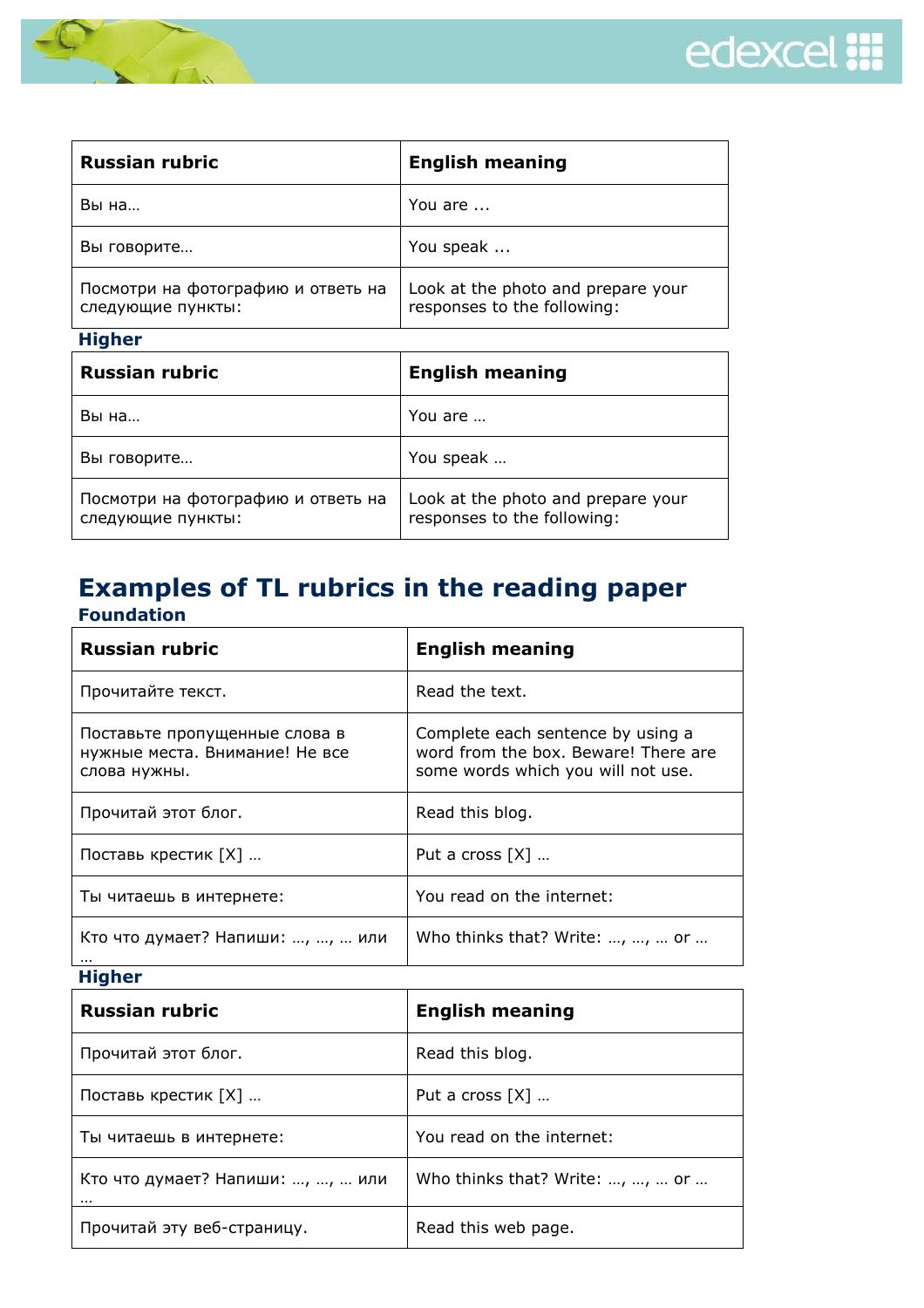| Russian rubric | English meaning |
|---|---|
| Вы на… | You are ... |
| Вы говорите… | You speak ... |
| Посмотри на фотографию и ответь на следующие пункты: | Look at the photo and prepare your responses to the following: |

### Higher

| Russian rubric | English meaning |
|---|---|
| Вы на… | You are … |
| Вы говорите… | You speak … |
| Посмотри на фотографию и ответь на следующие пункты: | Look at the photo and prepare your responses to the following: |

## Examples of TL rubrics in the reading paper

### Foundation

| Russian rubric | English meaning |
|---|---|
| Прочитайте текст. | Read the text. |
| Поставьте пропущенные слова в нужные места. Внимание! Не все слова нужны. | Complete each sentence by using a word from the box. Beware! There are some words which you will not use. |
| Прочитай этот блог. | Read this blog. |
| Поставь крестик [X] … | Put a cross [X] … |
| Ты читаешь в интернете: | You read on the internet: |
| Кто что думает? Напиши: …, …, … или … | Who thinks that? Write: …, …, … or … |

### Higher

| Russian rubric | English meaning |
|---|---|
| Прочитай этот блог. | Read this blog. |
| Поставь крестик [X] … | Put a cross [X] … |
| Ты читаешь в интернете: | You read on the internet: |
| Кто что думает? Напиши: …, …, … или … | Who thinks that? Write: …, …, … or … |
| Прочитай эту веб-страницу. | Read this web page. |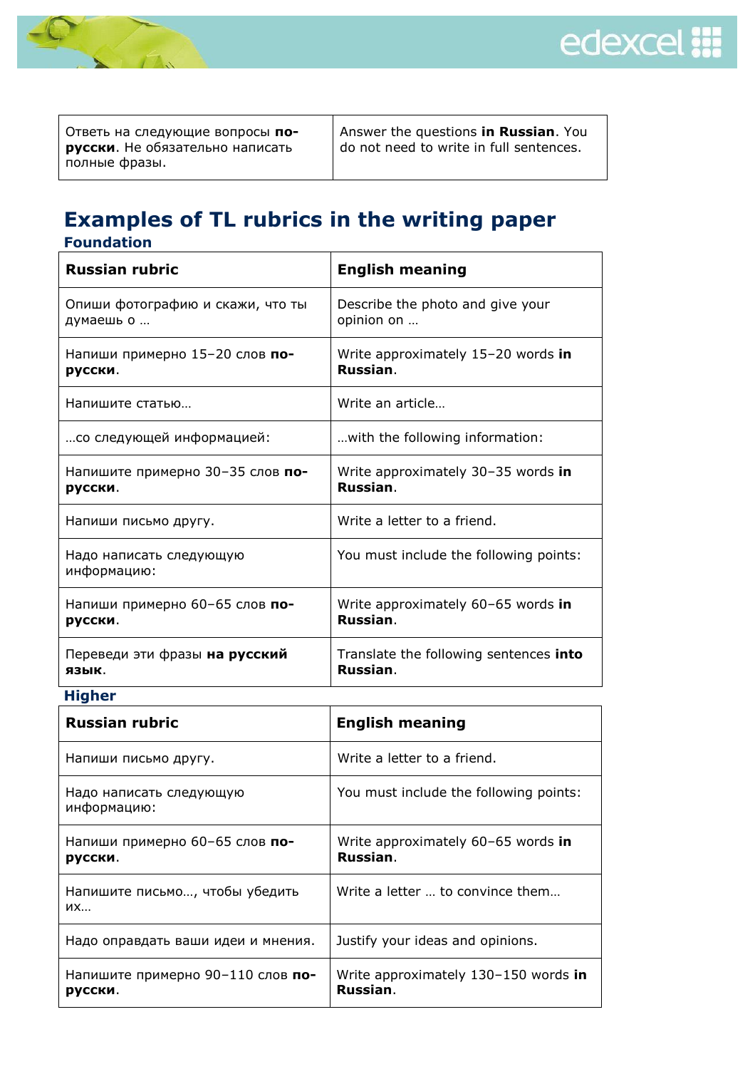| Ответь на следующие вопросы **по-русски**. Не обязательно написать полные фразы. | Answer the questions **in Russian**. You do not need to write in full sentences. |
|---|---|

## Examples of TL rubrics in the writing paper

### Foundation

| Russian rubric | English meaning |
|---|---|
| Опиши фотографию и скажи, что ты думаешь о … | Describe the photo and give your opinion on … |
| Напиши примерно 15–20 слов **по-русски**. | Write approximately 15–20 words **in Russian**. |
| Напишите статью… | Write an article… |
| …со следующей информацией: | …with the following information: |
| Напишите примерно 30–35 слов **по-русски**. | Write approximately 30–35 words **in Russian**. |
| Напиши письмо другу. | Write a letter to a friend. |
| Надо написать следующую информацию: | You must include the following points: |
| Напиши примерно 60–65 слов **по-русски**. | Write approximately 60–65 words **in Russian**. |
| Переведи эти фразы **на русский язык**. | Translate the following sentences **into Russian**. |

### Higher

| Russian rubric | English meaning |
|---|---|
| Напиши письмо другу. | Write a letter to a friend. |
| Надо написать следующую информацию: | You must include the following points: |
| Напиши примерно 60–65 слов **по-русски**. | Write approximately 60–65 words **in Russian**. |
| Напишите письмо…, чтобы убедить их… | Write a letter … to convince them… |
| Надо оправдать ваши идеи и мнения. | Justify your ideas and opinions. |
| Напишите примерно 90–110 слов **по-русски**. | Write approximately 130–150 words **in Russian**. |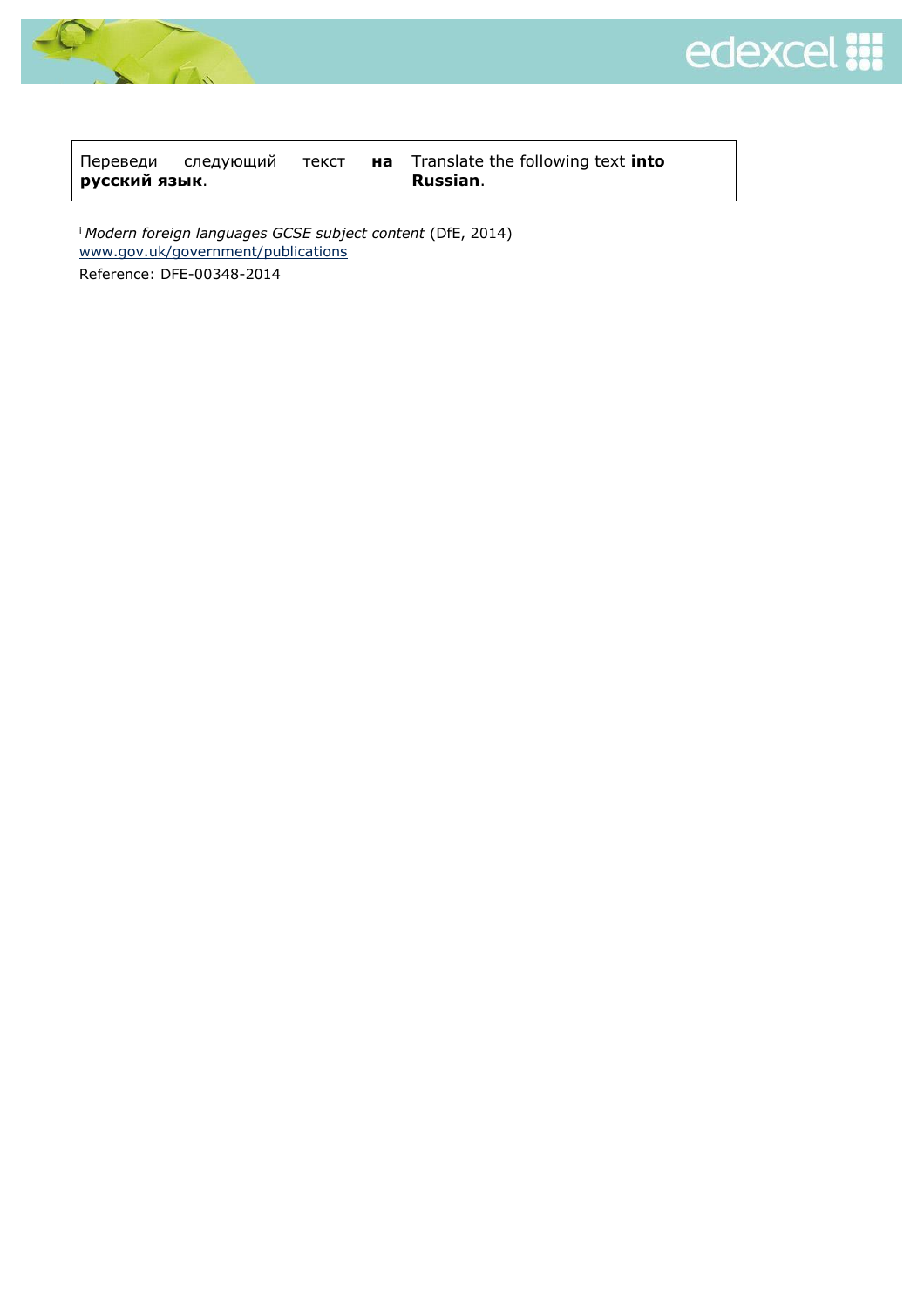| | |
|---|---|
| Переведи следующий текст **на русский язык**. | Translate the following text **into Russian**. |

---

[i] *Modern foreign languages GCSE subject content* (DfE, 2014)
www.gov.uk/government/publications

Reference: DFE-00348-2014